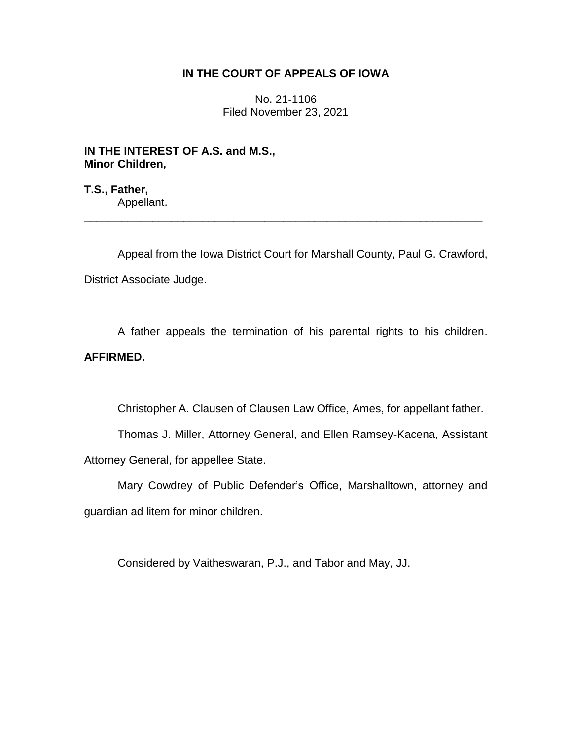# IN THE COURT OF APPEALS OF IOWA

No. 21-1106
Filed November 23, 2021

**IN THE INTEREST OF A.S. and M.S.,
Minor Children,**

**T.S., Father,**
Appellant.

________________________________________________________________

Appeal from the Iowa District Court for Marshall County, Paul G. Crawford, District Associate Judge.

A father appeals the termination of his parental rights to his children. **AFFIRMED.**

Christopher A. Clausen of Clausen Law Office, Ames, for appellant father.

Thomas J. Miller, Attorney General, and Ellen Ramsey-Kacena, Assistant Attorney General, for appellee State.

Mary Cowdrey of Public Defender's Office, Marshalltown, attorney and guardian ad litem for minor children.

Considered by Vaitheswaran, P.J., and Tabor and May, JJ.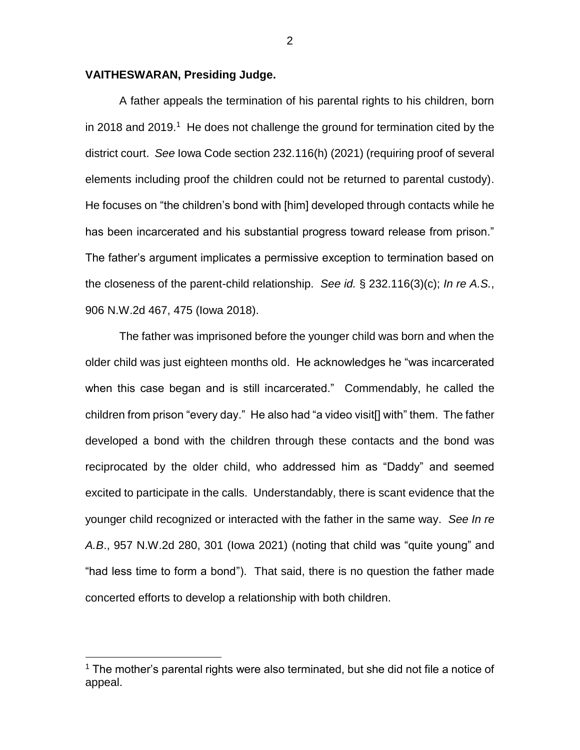**VAITHESWARAN, Presiding Judge.**

A father appeals the termination of his parental rights to his children, born in 2018 and 2019.[1] He does not challenge the ground for termination cited by the district court. *See* Iowa Code section 232.116(h) (2021) (requiring proof of several elements including proof the children could not be returned to parental custody). He focuses on "the children's bond with [him] developed through contacts while he has been incarcerated and his substantial progress toward release from prison." The father's argument implicates a permissive exception to termination based on the closeness of the parent-child relationship. *See id.* § 232.116(3)(c); *In re A.S.*, 906 N.W.2d 467, 475 (Iowa 2018).

The father was imprisoned before the younger child was born and when the older child was just eighteen months old. He acknowledges he "was incarcerated when this case began and is still incarcerated." Commendably, he called the children from prison "every day." He also had "a video visit[] with" them. The father developed a bond with the children through these contacts and the bond was reciprocated by the older child, who addressed him as "Daddy" and seemed excited to participate in the calls. Understandably, there is scant evidence that the younger child recognized or interacted with the father in the same way. *See In re A.B*., 957 N.W.2d 280, 301 (Iowa 2021) (noting that child was "quite young" and "had less time to form a bond"). That said, there is no question the father made concerted efforts to develop a relationship with both children.

[1] The mother's parental rights were also terminated, but she did not file a notice of appeal.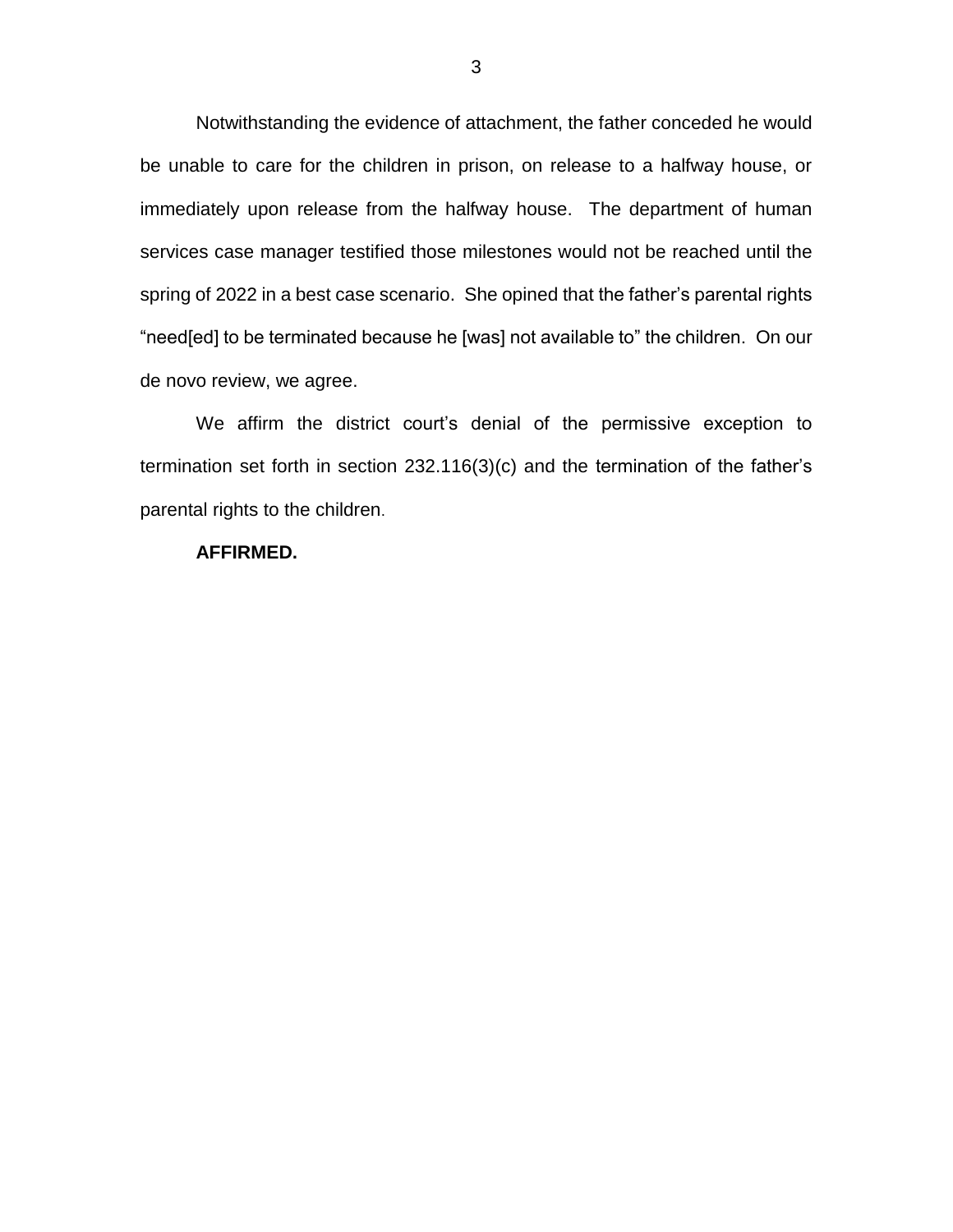Notwithstanding the evidence of attachment, the father conceded he would be unable to care for the children in prison, on release to a halfway house, or immediately upon release from the halfway house. The department of human services case manager testified those milestones would not be reached until the spring of 2022 in a best case scenario. She opined that the father's parental rights "need[ed] to be terminated because he [was] not available to" the children. On our de novo review, we agree.

We affirm the district court's denial of the permissive exception to termination set forth in section 232.116(3)(c) and the termination of the father's parental rights to the children.

**AFFIRMED.**